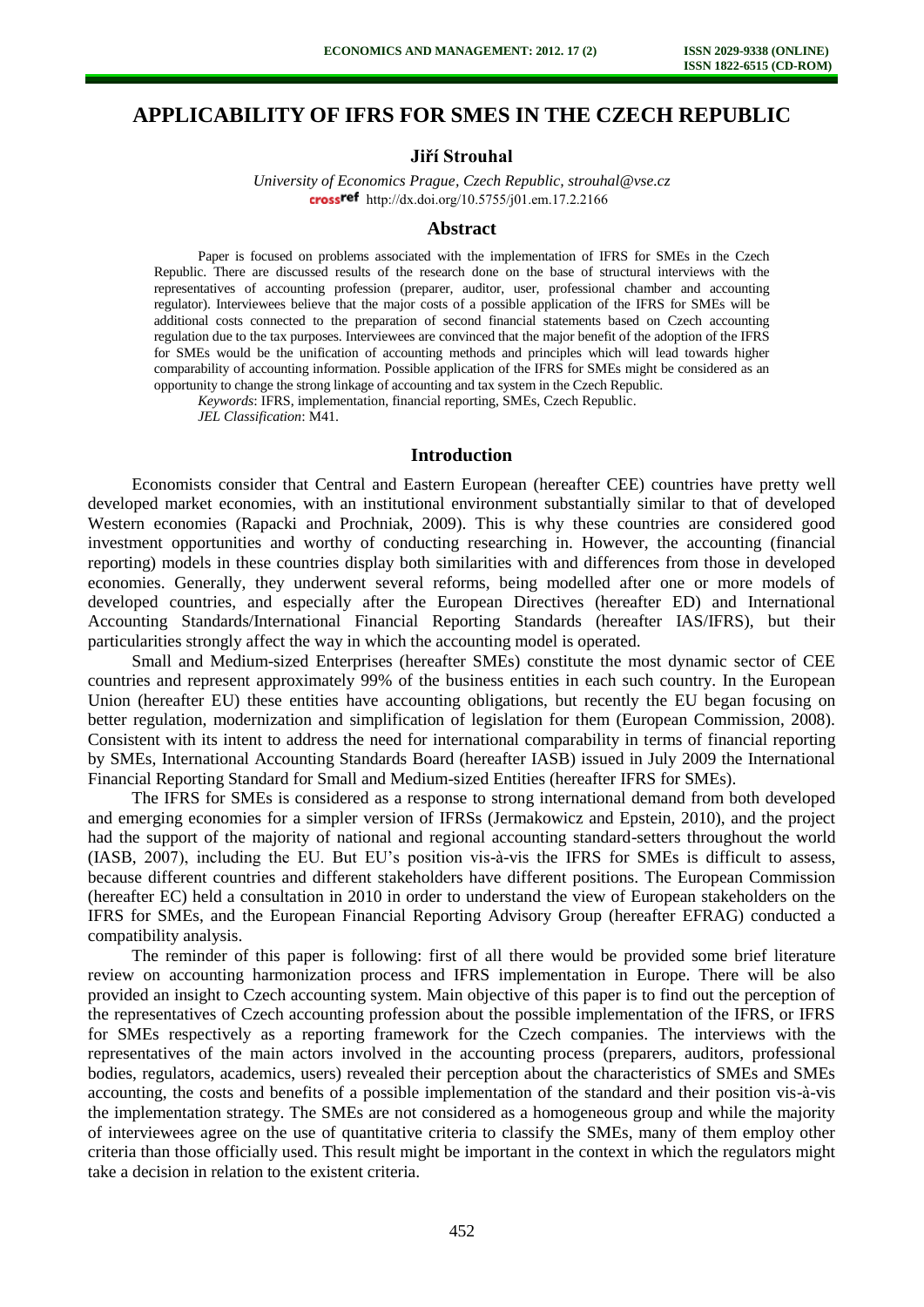# APPLICABILITY OF IFRS FOR SMES IN THE CZECH REPUBLIC

**Jiří Strouhal**

*University of Economics Prague, Czech Republic, strouhal@vse.cz*
http://dx.doi.org/10.5755/j01.em.17.2.2166

## Abstract

Paper is focused on problems associated with the implementation of IFRS for SMEs in the Czech Republic. There are discussed results of the research done on the base of structural interviews with the representatives of accounting profession (preparer, auditor, user, professional chamber and accounting regulator). Interviewees believe that the major costs of a possible application of the IFRS for SMEs will be additional costs connected to the preparation of second financial statements based on Czech accounting regulation due to the tax purposes. Interviewees are convinced that the major benefit of the adoption of the IFRS for SMEs would be the unification of accounting methods and principles which will lead towards higher comparability of accounting information. Possible application of the IFRS for SMEs might be considered as an opportunity to change the strong linkage of accounting and tax system in the Czech Republic.

*Keywords*: IFRS, implementation, financial reporting, SMEs, Czech Republic.

*JEL Classification*: M41.

## Introduction

Economists consider that Central and Eastern European (hereafter CEE) countries have pretty well developed market economies, with an institutional environment substantially similar to that of developed Western economies (Rapacki and Prochniak, 2009). This is why these countries are considered good investment opportunities and worthy of conducting researching in. However, the accounting (financial reporting) models in these countries display both similarities with and differences from those in developed economies. Generally, they underwent several reforms, being modelled after one or more models of developed countries, and especially after the European Directives (hereafter ED) and International Accounting Standards/International Financial Reporting Standards (hereafter IAS/IFRS), but their particularities strongly affect the way in which the accounting model is operated.

Small and Medium-sized Enterprises (hereafter SMEs) constitute the most dynamic sector of CEE countries and represent approximately 99% of the business entities in each such country. In the European Union (hereafter EU) these entities have accounting obligations, but recently the EU began focusing on better regulation, modernization and simplification of legislation for them (European Commission, 2008). Consistent with its intent to address the need for international comparability in terms of financial reporting by SMEs, International Accounting Standards Board (hereafter IASB) issued in July 2009 the International Financial Reporting Standard for Small and Medium-sized Entities (hereafter IFRS for SMEs).

The IFRS for SMEs is considered as a response to strong international demand from both developed and emerging economies for a simpler version of IFRSs (Jermakowicz and Epstein, 2010), and the project had the support of the majority of national and regional accounting standard-setters throughout the world (IASB, 2007), including the EU. But EU's position vis-à-vis the IFRS for SMEs is difficult to assess, because different countries and different stakeholders have different positions. The European Commission (hereafter EC) held a consultation in 2010 in order to understand the view of European stakeholders on the IFRS for SMEs, and the European Financial Reporting Advisory Group (hereafter EFRAG) conducted a compatibility analysis.

The reminder of this paper is following: first of all there would be provided some brief literature review on accounting harmonization process and IFRS implementation in Europe. There will be also provided an insight to Czech accounting system. Main objective of this paper is to find out the perception of the representatives of Czech accounting profession about the possible implementation of the IFRS, or IFRS for SMEs respectively as a reporting framework for the Czech companies. The interviews with the representatives of the main actors involved in the accounting process (preparers, auditors, professional bodies, regulators, academics, users) revealed their perception about the characteristics of SMEs and SMEs accounting, the costs and benefits of a possible implementation of the standard and their position vis-à-vis the implementation strategy. The SMEs are not considered as a homogeneous group and while the majority of interviewees agree on the use of quantitative criteria to classify the SMEs, many of them employ other criteria than those officially used. This result might be important in the context in which the regulators might take a decision in relation to the existent criteria.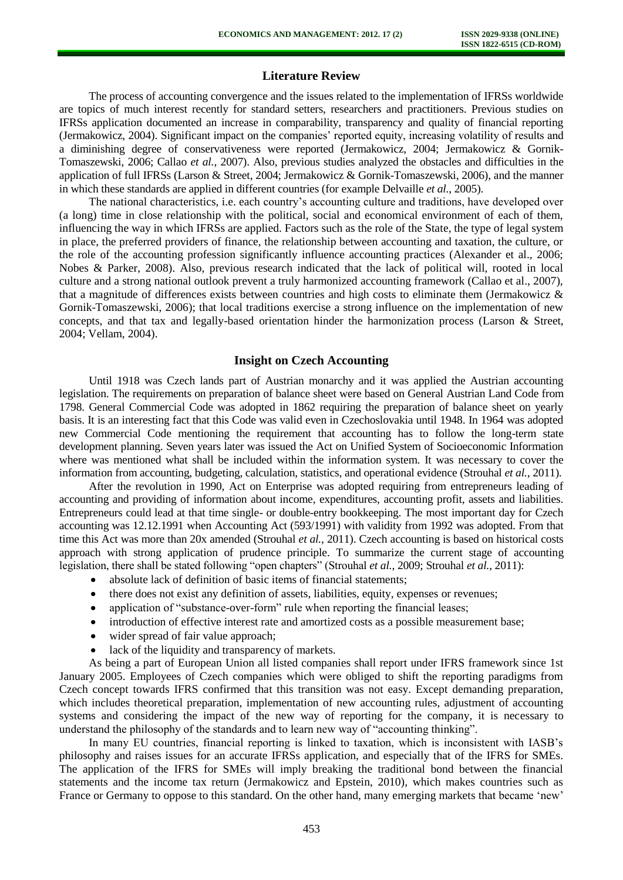## Literature Review

The process of accounting convergence and the issues related to the implementation of IFRSs worldwide are topics of much interest recently for standard setters, researchers and practitioners. Previous studies on IFRSs application documented an increase in comparability, transparency and quality of financial reporting (Jermakowicz, 2004). Significant impact on the companies' reported equity, increasing volatility of results and a diminishing degree of conservativeness were reported (Jermakowicz, 2004; Jermakowicz & Gornik-Tomaszewski, 2006; Callao *et al.*, 2007). Also, previous studies analyzed the obstacles and difficulties in the application of full IFRSs (Larson & Street, 2004; Jermakowicz & Gornik-Tomaszewski, 2006), and the manner in which these standards are applied in different countries (for example Delvaille *et al.*, 2005).

The national characteristics, i.e. each country's accounting culture and traditions, have developed over (a long) time in close relationship with the political, social and economical environment of each of them, influencing the way in which IFRSs are applied. Factors such as the role of the State, the type of legal system in place, the preferred providers of finance, the relationship between accounting and taxation, the culture, or the role of the accounting profession significantly influence accounting practices (Alexander et al., 2006; Nobes & Parker, 2008). Also, previous research indicated that the lack of political will, rooted in local culture and a strong national outlook prevent a truly harmonized accounting framework (Callao et al., 2007), that a magnitude of differences exists between countries and high costs to eliminate them (Jermakowicz & Gornik-Tomaszewski, 2006); that local traditions exercise a strong influence on the implementation of new concepts, and that tax and legally-based orientation hinder the harmonization process (Larson & Street, 2004; Vellam, 2004).

## Insight on Czech Accounting

Until 1918 was Czech lands part of Austrian monarchy and it was applied the Austrian accounting legislation. The requirements on preparation of balance sheet were based on General Austrian Land Code from 1798. General Commercial Code was adopted in 1862 requiring the preparation of balance sheet on yearly basis. It is an interesting fact that this Code was valid even in Czechoslovakia until 1948. In 1964 was adopted new Commercial Code mentioning the requirement that accounting has to follow the long-term state development planning. Seven years later was issued the Act on Unified System of Socioeconomic Information where was mentioned what shall be included within the information system. It was necessary to cover the information from accounting, budgeting, calculation, statistics, and operational evidence (Strouhal *et al.*, 2011).

After the revolution in 1990, Act on Enterprise was adopted requiring from entrepreneurs leading of accounting and providing of information about income, expenditures, accounting profit, assets and liabilities. Entrepreneurs could lead at that time single- or double-entry bookkeeping. The most important day for Czech accounting was 12.12.1991 when Accounting Act (593/1991) with validity from 1992 was adopted. From that time this Act was more than 20x amended (Strouhal *et al.*, 2011). Czech accounting is based on historical costs approach with strong application of prudence principle. To summarize the current stage of accounting legislation, there shall be stated following "open chapters" (Strouhal *et al.*, 2009; Strouhal *et al.*, 2011):

- absolute lack of definition of basic items of financial statements;
- there does not exist any definition of assets, liabilities, equity, expenses or revenues;
- application of "substance-over-form" rule when reporting the financial leases;
- introduction of effective interest rate and amortized costs as a possible measurement base;
- wider spread of fair value approach;
- lack of the liquidity and transparency of markets.

As being a part of European Union all listed companies shall report under IFRS framework since 1st January 2005. Employees of Czech companies which were obliged to shift the reporting paradigms from Czech concept towards IFRS confirmed that this transition was not easy. Except demanding preparation, which includes theoretical preparation, implementation of new accounting rules, adjustment of accounting systems and considering the impact of the new way of reporting for the company, it is necessary to understand the philosophy of the standards and to learn new way of "accounting thinking".

In many EU countries, financial reporting is linked to taxation, which is inconsistent with IASB's philosophy and raises issues for an accurate IFRSs application, and especially that of the IFRS for SMEs. The application of the IFRS for SMEs will imply breaking the traditional bond between the financial statements and the income tax return (Jermakowicz and Epstein, 2010), which makes countries such as France or Germany to oppose to this standard. On the other hand, many emerging markets that became 'new'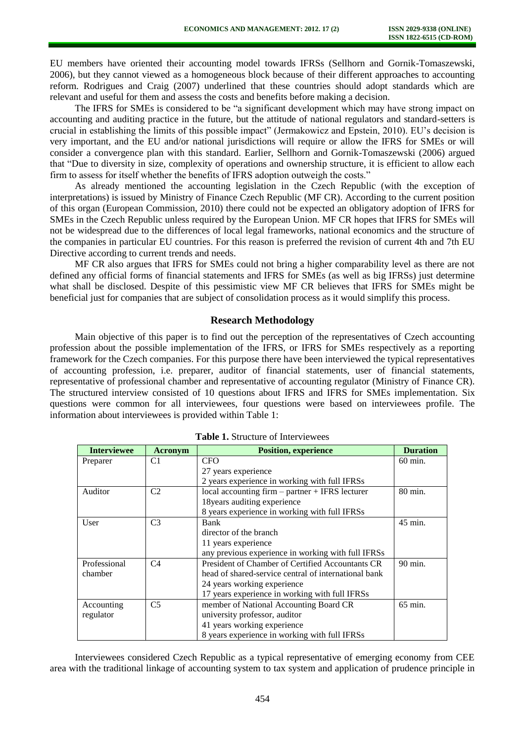EU members have oriented their accounting model towards IFRSs (Sellhorn and Gornik-Tomaszewski, 2006), but they cannot viewed as a homogeneous block because of their different approaches to accounting reform. Rodrigues and Craig (2007) underlined that these countries should adopt standards which are relevant and useful for them and assess the costs and benefits before making a decision.

The IFRS for SMEs is considered to be "a significant development which may have strong impact on accounting and auditing practice in the future, but the attitude of national regulators and standard-setters is crucial in establishing the limits of this possible impact" (Jermakowicz and Epstein, 2010). EU's decision is very important, and the EU and/or national jurisdictions will require or allow the IFRS for SMEs or will consider a convergence plan with this standard. Earlier, Sellhorn and Gornik-Tomaszewski (2006) argued that "Due to diversity in size, complexity of operations and ownership structure, it is efficient to allow each firm to assess for itself whether the benefits of IFRS adoption outweigh the costs."

As already mentioned the accounting legislation in the Czech Republic (with the exception of interpretations) is issued by Ministry of Finance Czech Republic (MF CR). According to the current position of this organ (European Commission, 2010) there could not be expected an obligatory adoption of IFRS for SMEs in the Czech Republic unless required by the European Union. MF CR hopes that IFRS for SMEs will not be widespread due to the differences of local legal frameworks, national economics and the structure of the companies in particular EU countries. For this reason is preferred the revision of current 4th and 7th EU Directive according to current trends and needs.

MF CR also argues that IFRS for SMEs could not bring a higher comparability level as there are not defined any official forms of financial statements and IFRS for SMEs (as well as big IFRSs) just determine what shall be disclosed. Despite of this pessimistic view MF CR believes that IFRS for SMEs might be beneficial just for companies that are subject of consolidation process as it would simplify this process.

## Research Methodology

Main objective of this paper is to find out the perception of the representatives of Czech accounting profession about the possible implementation of the IFRS, or IFRS for SMEs respectively as a reporting framework for the Czech companies. For this purpose there have been interviewed the typical representatives of accounting profession, i.e. preparer, auditor of financial statements, user of financial statements, representative of professional chamber and representative of accounting regulator (Ministry of Finance CR). The structured interview consisted of 10 questions about IFRS and IFRS for SMEs implementation. Six questions were common for all interviewees, four questions were based on interviewees profile. The information about interviewees is provided within Table 1:

**Table 1.** Structure of Interviewees

| Interviewee | Acronym | Position, experience | Duration |
|---|---|---|---|
| Preparer | C1 | CFO<br>27 years experience<br>2 years experience in working with full IFRSs | 60 min. |
| Auditor | C2 | local accounting firm – partner + IFRS lecturer<br>18years auditing experience<br>8 years experience in working with full IFRSs | 80 min. |
| User | C3 | Bank<br>director of the branch<br>11 years experience<br>any previous experience in working with full IFRSs | 45 min. |
| Professional chamber | C4 | President of Chamber of Certified Accountants CR<br>head of shared-service central of international bank<br>24 years working experience<br>17 years experience in working with full IFRSs | 90 min. |
| Accounting regulator | C5 | member of National Accounting Board CR<br>university professor, auditor<br>41 years working experience<br>8 years experience in working with full IFRSs | 65 min. |

Interviewees considered Czech Republic as a typical representative of emerging economy from CEE area with the traditional linkage of accounting system to tax system and application of prudence principle in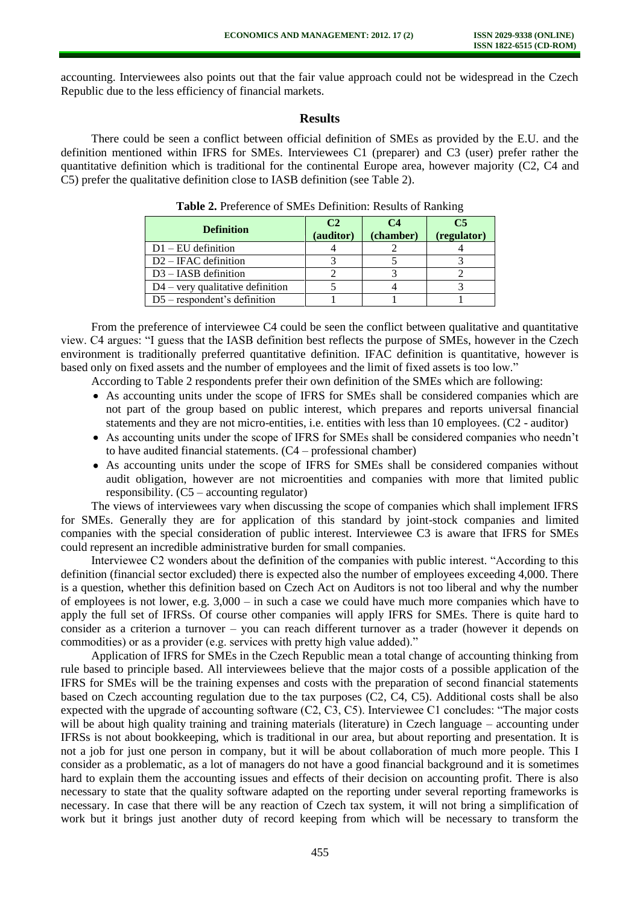accounting. Interviewees also points out that the fair value approach could not be widespread in the Czech Republic due to the less efficiency of financial markets.

## Results

There could be seen a conflict between official definition of SMEs as provided by the E.U. and the definition mentioned within IFRS for SMEs. Interviewees C1 (preparer) and C3 (user) prefer rather the quantitative definition which is traditional for the continental Europe area, however majority (C2, C4 and C5) prefer the qualitative definition close to IASB definition (see Table 2).

**Table 2.** Preference of SMEs Definition: Results of Ranking

| Definition | C2 (auditor) | C4 (chamber) | C5 (regulator) |
|---|---|---|---|
| D1 – EU definition | 4 | 2 | 4 |
| D2 – IFAC definition | 3 | 5 | 3 |
| D3 – IASB definition | 2 | 3 | 2 |
| D4 – very qualitative definition | 5 | 4 | 3 |
| D5 – respondent's definition | 1 | 1 | 1 |

From the preference of interviewee C4 could be seen the conflict between qualitative and quantitative view. C4 argues: "I guess that the IASB definition best reflects the purpose of SMEs, however in the Czech environment is traditionally preferred quantitative definition. IFAC definition is quantitative, however is based only on fixed assets and the number of employees and the limit of fixed assets is too low."

According to Table 2 respondents prefer their own definition of the SMEs which are following:

- As accounting units under the scope of IFRS for SMEs shall be considered companies which are not part of the group based on public interest, which prepares and reports universal financial statements and they are not micro-entities, i.e. entities with less than 10 employees. (C2 - auditor)
- As accounting units under the scope of IFRS for SMEs shall be considered companies who needn't to have audited financial statements. (C4 – professional chamber)
- As accounting units under the scope of IFRS for SMEs shall be considered companies without audit obligation, however are not microentities and companies with more that limited public responsibility. (C5 – accounting regulator)

The views of interviewees vary when discussing the scope of companies which shall implement IFRS for SMEs. Generally they are for application of this standard by joint-stock companies and limited companies with the special consideration of public interest. Interviewee C3 is aware that IFRS for SMEs could represent an incredible administrative burden for small companies.

Interviewee C2 wonders about the definition of the companies with public interest. "According to this definition (financial sector excluded) there is expected also the number of employees exceeding 4,000. There is a question, whether this definition based on Czech Act on Auditors is not too liberal and why the number of employees is not lower, e.g. 3,000 – in such a case we could have much more companies which have to apply the full set of IFRSs. Of course other companies will apply IFRS for SMEs. There is quite hard to consider as a criterion a turnover – you can reach different turnover as a trader (however it depends on commodities) or as a provider (e.g. services with pretty high value added)."

Application of IFRS for SMEs in the Czech Republic mean a total change of accounting thinking from rule based to principle based. All interviewees believe that the major costs of a possible application of the IFRS for SMEs will be the training expenses and costs with the preparation of second financial statements based on Czech accounting regulation due to the tax purposes (C2, C4, C5). Additional costs shall be also expected with the upgrade of accounting software (C2, C3, C5). Interviewee C1 concludes: "The major costs will be about high quality training and training materials (literature) in Czech language – accounting under IFRSs is not about bookkeeping, which is traditional in our area, but about reporting and presentation. It is not a job for just one person in company, but it will be about collaboration of much more people. This I consider as a problematic, as a lot of managers do not have a good financial background and it is sometimes hard to explain them the accounting issues and effects of their decision on accounting profit. There is also necessary to state that the quality software adapted on the reporting under several reporting frameworks is necessary. In case that there will be any reaction of Czech tax system, it will not bring a simplification of work but it brings just another duty of record keeping from which will be necessary to transform the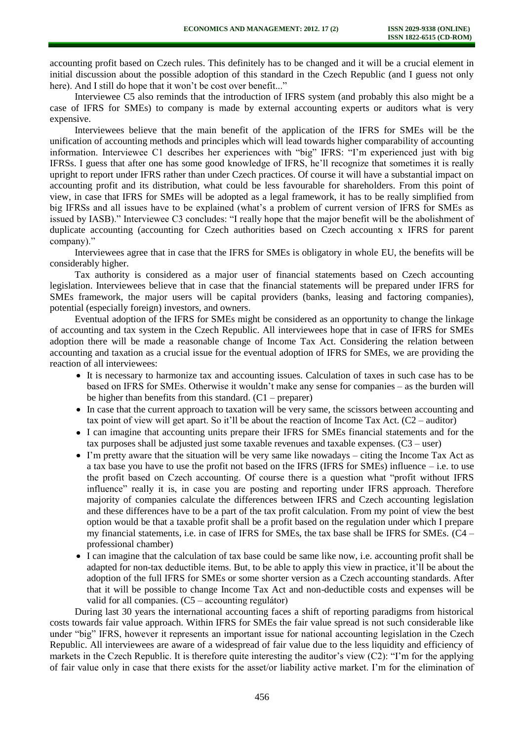accounting profit based on Czech rules. This definitely has to be changed and it will be a crucial element in initial discussion about the possible adoption of this standard in the Czech Republic (and I guess not only here). And I still do hope that it won't be cost over benefit..."

Interviewee C5 also reminds that the introduction of IFRS system (and probably this also might be a case of IFRS for SMEs) to company is made by external accounting experts or auditors what is very expensive.

Interviewees believe that the main benefit of the application of the IFRS for SMEs will be the unification of accounting methods and principles which will lead towards higher comparability of accounting information. Interviewee C1 describes her experiences with "big" IFRS: "I'm experienced just with big IFRSs. I guess that after one has some good knowledge of IFRS, he'll recognize that sometimes it is really upright to report under IFRS rather than under Czech practices. Of course it will have a substantial impact on accounting profit and its distribution, what could be less favourable for shareholders. From this point of view, in case that IFRS for SMEs will be adopted as a legal framework, it has to be really simplified from big IFRSs and all issues have to be explained (what's a problem of current version of IFRS for SMEs as issued by IASB)." Interviewee C3 concludes: "I really hope that the major benefit will be the abolishment of duplicate accounting (accounting for Czech authorities based on Czech accounting x IFRS for parent company)."

Interviewees agree that in case that the IFRS for SMEs is obligatory in whole EU, the benefits will be considerably higher.

Tax authority is considered as a major user of financial statements based on Czech accounting legislation. Interviewees believe that in case that the financial statements will be prepared under IFRS for SMEs framework, the major users will be capital providers (banks, leasing and factoring companies), potential (especially foreign) investors, and owners.

Eventual adoption of the IFRS for SMEs might be considered as an opportunity to change the linkage of accounting and tax system in the Czech Republic. All interviewees hope that in case of IFRS for SMEs adoption there will be made a reasonable change of Income Tax Act. Considering the relation between accounting and taxation as a crucial issue for the eventual adoption of IFRS for SMEs, we are providing the reaction of all interviewees:

- It is necessary to harmonize tax and accounting issues. Calculation of taxes in such case has to be based on IFRS for SMEs. Otherwise it wouldn't make any sense for companies – as the burden will be higher than benefits from this standard. (C1 – preparer)
- In case that the current approach to taxation will be very same, the scissors between accounting and tax point of view will get apart. So it'll be about the reaction of Income Tax Act. (C2 – auditor)
- I can imagine that accounting units prepare their IFRS for SMEs financial statements and for the tax purposes shall be adjusted just some taxable revenues and taxable expenses. (C3 – user)
- I'm pretty aware that the situation will be very same like nowadays – citing the Income Tax Act as a tax base you have to use the profit not based on the IFRS (IFRS for SMEs) influence – i.e. to use the profit based on Czech accounting. Of course there is a question what "profit without IFRS influence" really it is, in case you are posting and reporting under IFRS approach. Therefore majority of companies calculate the differences between IFRS and Czech accounting legislation and these differences have to be a part of the tax profit calculation. From my point of view the best option would be that a taxable profit shall be a profit based on the regulation under which I prepare my financial statements, i.e. in case of IFRS for SMEs, the tax base shall be IFRS for SMEs. (C4 – professional chamber)
- I can imagine that the calculation of tax base could be same like now, i.e. accounting profit shall be adapted for non-tax deductible items. But, to be able to apply this view in practice, it'll be about the adoption of the full IFRS for SMEs or some shorter version as a Czech accounting standards. After that it will be possible to change Income Tax Act and non-deductible costs and expenses will be valid for all companies. (C5 – accounting regulátor)

During last 30 years the international accounting faces a shift of reporting paradigms from historical costs towards fair value approach. Within IFRS for SMEs the fair value spread is not such considerable like under "big" IFRS, however it represents an important issue for national accounting legislation in the Czech Republic. All interviewees are aware of a widespread of fair value due to the less liquidity and efficiency of markets in the Czech Republic. It is therefore quite interesting the auditor's view (C2): "I'm for the applying of fair value only in case that there exists for the asset/or liability active market. I'm for the elimination of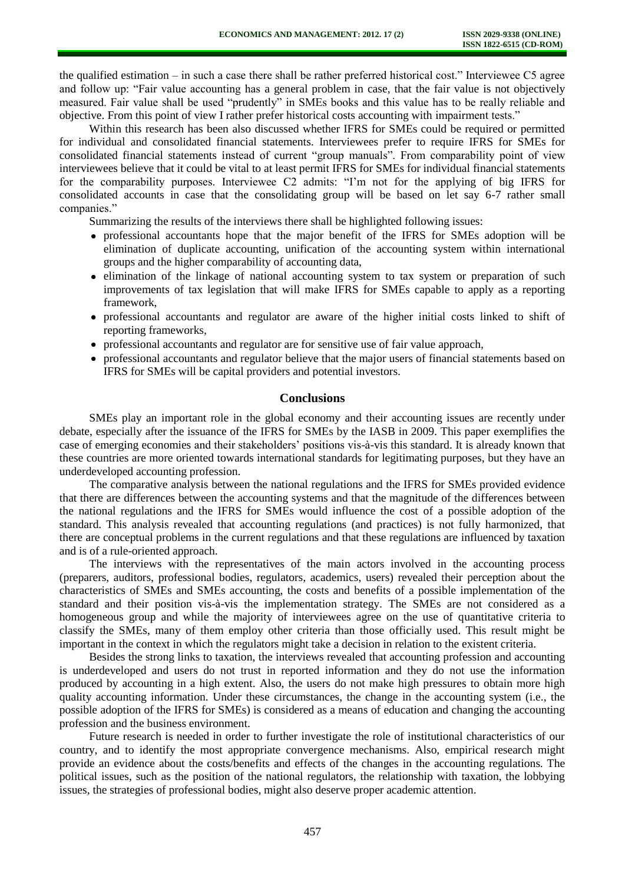the qualified estimation – in such a case there shall be rather preferred historical cost." Interviewee C5 agree and follow up: "Fair value accounting has a general problem in case, that the fair value is not objectively measured. Fair value shall be used "prudently" in SMEs books and this value has to be really reliable and objective. From this point of view I rather prefer historical costs accounting with impairment tests."

Within this research has been also discussed whether IFRS for SMEs could be required or permitted for individual and consolidated financial statements. Interviewees prefer to require IFRS for SMEs for consolidated financial statements instead of current "group manuals". From comparability point of view interviewees believe that it could be vital to at least permit IFRS for SMEs for individual financial statements for the comparability purposes. Interviewee C2 admits: "I'm not for the applying of big IFRS for consolidated accounts in case that the consolidating group will be based on let say 6-7 rather small companies."

Summarizing the results of the interviews there shall be highlighted following issues:

- professional accountants hope that the major benefit of the IFRS for SMEs adoption will be elimination of duplicate accounting, unification of the accounting system within international groups and the higher comparability of accounting data,
- elimination of the linkage of national accounting system to tax system or preparation of such improvements of tax legislation that will make IFRS for SMEs capable to apply as a reporting framework,
- professional accountants and regulator are aware of the higher initial costs linked to shift of reporting frameworks,
- professional accountants and regulator are for sensitive use of fair value approach,
- professional accountants and regulator believe that the major users of financial statements based on IFRS for SMEs will be capital providers and potential investors.

## Conclusions

SMEs play an important role in the global economy and their accounting issues are recently under debate, especially after the issuance of the IFRS for SMEs by the IASB in 2009. This paper exemplifies the case of emerging economies and their stakeholders' positions vis-à-vis this standard. It is already known that these countries are more oriented towards international standards for legitimating purposes, but they have an underdeveloped accounting profession.

The comparative analysis between the national regulations and the IFRS for SMEs provided evidence that there are differences between the accounting systems and that the magnitude of the differences between the national regulations and the IFRS for SMEs would influence the cost of a possible adoption of the standard. This analysis revealed that accounting regulations (and practices) is not fully harmonized, that there are conceptual problems in the current regulations and that these regulations are influenced by taxation and is of a rule-oriented approach.

The interviews with the representatives of the main actors involved in the accounting process (preparers, auditors, professional bodies, regulators, academics, users) revealed their perception about the characteristics of SMEs and SMEs accounting, the costs and benefits of a possible implementation of the standard and their position vis-à-vis the implementation strategy. The SMEs are not considered as a homogeneous group and while the majority of interviewees agree on the use of quantitative criteria to classify the SMEs, many of them employ other criteria than those officially used. This result might be important in the context in which the regulators might take a decision in relation to the existent criteria.

Besides the strong links to taxation, the interviews revealed that accounting profession and accounting is underdeveloped and users do not trust in reported information and they do not use the information produced by accounting in a high extent. Also, the users do not make high pressures to obtain more high quality accounting information. Under these circumstances, the change in the accounting system (i.e., the possible adoption of the IFRS for SMEs) is considered as a means of education and changing the accounting profession and the business environment.

Future research is needed in order to further investigate the role of institutional characteristics of our country, and to identify the most appropriate convergence mechanisms. Also, empirical research might provide an evidence about the costs/benefits and effects of the changes in the accounting regulations. The political issues, such as the position of the national regulators, the relationship with taxation, the lobbying issues, the strategies of professional bodies, might also deserve proper academic attention.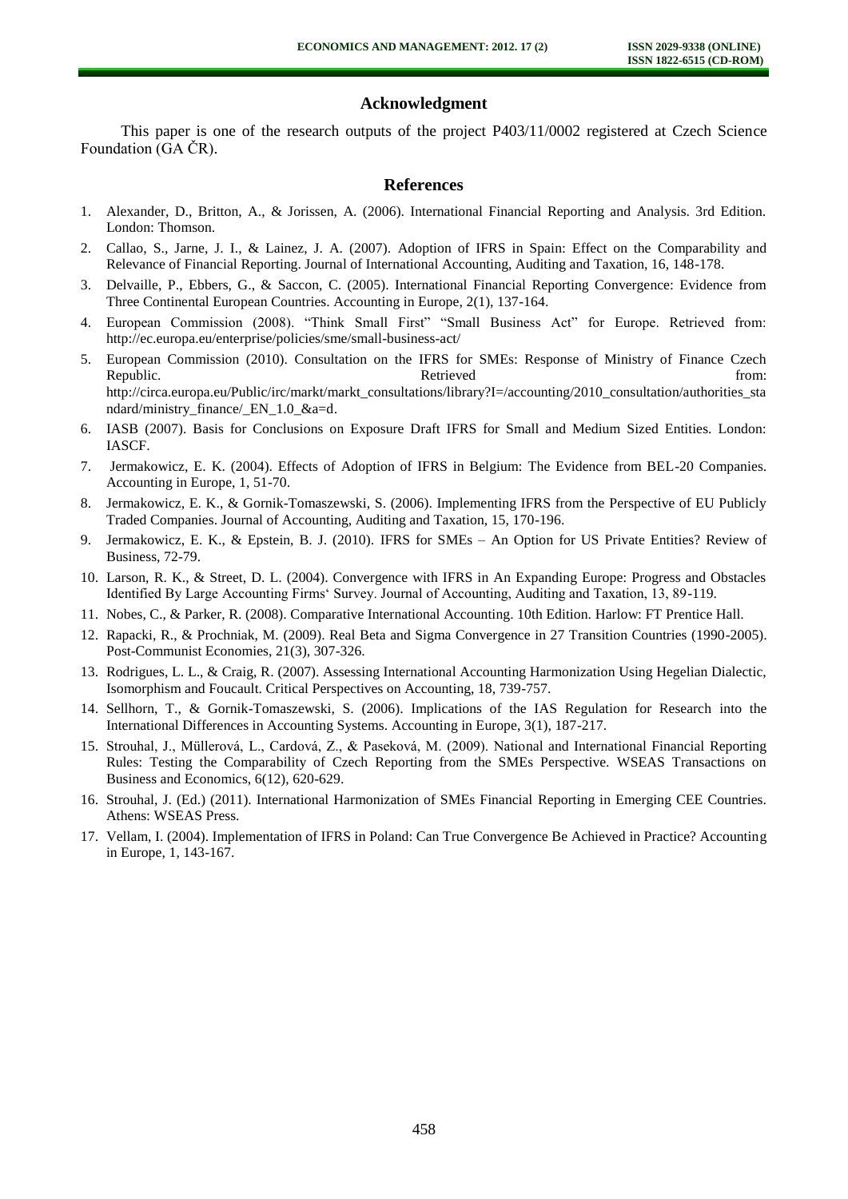## Acknowledgment

This paper is one of the research outputs of the project P403/11/0002 registered at Czech Science Foundation (GA ČR).

## References

1. Alexander, D., Britton, A., & Jorissen, A. (2006). International Financial Reporting and Analysis. 3rd Edition. London: Thomson.
2. Callao, S., Jarne, J. I., & Lainez, J. A. (2007). Adoption of IFRS in Spain: Effect on the Comparability and Relevance of Financial Reporting. Journal of International Accounting, Auditing and Taxation, 16, 148-178.
3. Delvaille, P., Ebbers, G., & Saccon, C. (2005). International Financial Reporting Convergence: Evidence from Three Continental European Countries. Accounting in Europe, 2(1), 137-164.
4. European Commission (2008). "Think Small First" "Small Business Act" for Europe. Retrieved from: http://ec.europa.eu/enterprise/policies/sme/small-business-act/
5. European Commission (2010). Consultation on the IFRS for SMEs: Response of Ministry of Finance Czech Republic. Retrieved from: http://circa.europa.eu/Public/irc/markt/markt_consultations/library?l=/accounting/2010_consultation/authorities_standard/ministry_finance/_EN_1.0_&a=d.
6. IASB (2007). Basis for Conclusions on Exposure Draft IFRS for Small and Medium Sized Entities. London: IASCF.
7. Jermakowicz, E. K. (2004). Effects of Adoption of IFRS in Belgium: The Evidence from BEL-20 Companies. Accounting in Europe, 1, 51-70.
8. Jermakowicz, E. K., & Gornik-Tomaszewski, S. (2006). Implementing IFRS from the Perspective of EU Publicly Traded Companies. Journal of Accounting, Auditing and Taxation, 15, 170-196.
9. Jermakowicz, E. K., & Epstein, B. J. (2010). IFRS for SMEs – An Option for US Private Entities? Review of Business, 72-79.
10. Larson, R. K., & Street, D. L. (2004). Convergence with IFRS in An Expanding Europe: Progress and Obstacles Identified By Large Accounting Firms' Survey. Journal of Accounting, Auditing and Taxation, 13, 89-119.
11. Nobes, C., & Parker, R. (2008). Comparative International Accounting. 10th Edition. Harlow: FT Prentice Hall.
12. Rapacki, R., & Prochniak, M. (2009). Real Beta and Sigma Convergence in 27 Transition Countries (1990-2005). Post-Communist Economies, 21(3), 307-326.
13. Rodrigues, L. L., & Craig, R. (2007). Assessing International Accounting Harmonization Using Hegelian Dialectic, Isomorphism and Foucault. Critical Perspectives on Accounting, 18, 739-757.
14. Sellhorn, T., & Gornik-Tomaszewski, S. (2006). Implications of the IAS Regulation for Research into the International Differences in Accounting Systems. Accounting in Europe, 3(1), 187-217.
15. Strouhal, J., Müllerová, L., Cardová, Z., & Paseková, M. (2009). National and International Financial Reporting Rules: Testing the Comparability of Czech Reporting from the SMEs Perspective. WSEAS Transactions on Business and Economics, 6(12), 620-629.
16. Strouhal, J. (Ed.) (2011). International Harmonization of SMEs Financial Reporting in Emerging CEE Countries. Athens: WSEAS Press.
17. Vellam, I. (2004). Implementation of IFRS in Poland: Can True Convergence Be Achieved in Practice? Accounting in Europe, 1, 143-167.